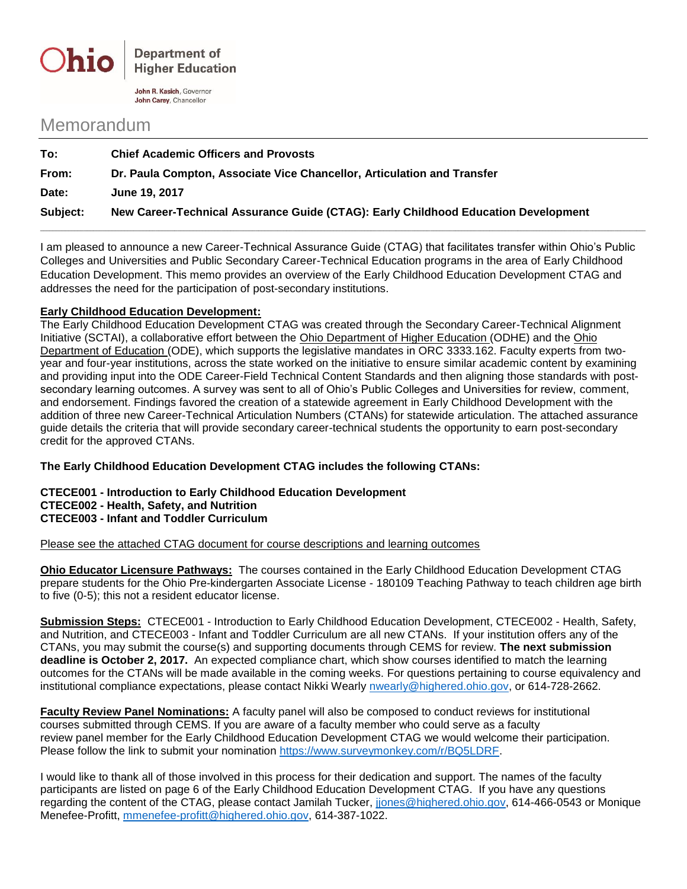**Ohio** | **Department of Higher Education**

**John R. Kasich**, Governor
**John Carey**, Chancellor

# Memorandum

**To:** **Chief Academic Officers and Provosts**

**From:** **Dr. Paula Compton, Associate Vice Chancellor, Articulation and Transfer**

**Date:** **June 19, 2017**

**Subject:** **New Career-Technical Assurance Guide (CTAG): Early Childhood Education Development**

---

I am pleased to announce a new Career-Technical Assurance Guide (CTAG) that facilitates transfer within Ohio's Public Colleges and Universities and Public Secondary Career-Technical Education programs in the area of Early Childhood Education Development. This memo provides an overview of the Early Childhood Education Development CTAG and addresses the need for the participation of post-secondary institutions.

**Early Childhood Education Development:**
The Early Childhood Education Development CTAG was created through the Secondary Career-Technical Alignment Initiative (SCTAI), a collaborative effort between the Ohio Department of Higher Education (ODHE) and the Ohio Department of Education (ODE), which supports the legislative mandates in ORC 3333.162. Faculty experts from two-year and four-year institutions, across the state worked on the initiative to ensure similar academic content by examining and providing input into the ODE Career-Field Technical Content Standards and then aligning those standards with post-secondary learning outcomes. A survey was sent to all of Ohio's Public Colleges and Universities for review, comment, and endorsement. Findings favored the creation of a statewide agreement in Early Childhood Development with the addition of three new Career-Technical Articulation Numbers (CTANs) for statewide articulation. The attached assurance guide details the criteria that will provide secondary career-technical students the opportunity to earn post-secondary credit for the approved CTANs.

**The Early Childhood Education Development CTAG includes the following CTANs:**

**CTECE001 - Introduction to Early Childhood Education Development**
**CTECE002 - Health, Safety, and Nutrition**
**CTECE003 - Infant and Toddler Curriculum**

Please see the attached CTAG document for course descriptions and learning outcomes

**Ohio Educator Licensure Pathways:** The courses contained in the Early Childhood Education Development CTAG prepare students for the Ohio Pre-kindergarten Associate License - 180109 Teaching Pathway to teach children age birth to five (0-5); this not a resident educator license.

**Submission Steps:** CTECE001 - Introduction to Early Childhood Education Development, CTECE002 - Health, Safety, and Nutrition, and CTECE003 - Infant and Toddler Curriculum are all new CTANs. If your institution offers any of the CTANs, you may submit the course(s) and supporting documents through CEMS for review. **The next submission deadline is October 2, 2017.** An expected compliance chart, which show courses identified to match the learning outcomes for the CTANs will be made available in the coming weeks. For questions pertaining to course equivalency and institutional compliance expectations, please contact Nikki Wearly nwearly@highered.ohio.gov, or 614-728-2662.

**Faculty Review Panel Nominations:** A faculty panel will also be composed to conduct reviews for institutional courses submitted through CEMS. If you are aware of a faculty member who could serve as a faculty review panel member for the Early Childhood Education Development CTAG we would welcome their participation. Please follow the link to submit your nomination https://www.surveymonkey.com/r/BQ5LDRF.

I would like to thank all of those involved in this process for their dedication and support. The names of the faculty participants are listed on page 6 of the Early Childhood Education Development CTAG. If you have any questions regarding the content of the CTAG, please contact Jamilah Tucker, jjones@highered.ohio.gov, 614-466-0543 or Monique Menefee-Profitt, mmenefee-profitt@highered.ohio.gov, 614-387-1022.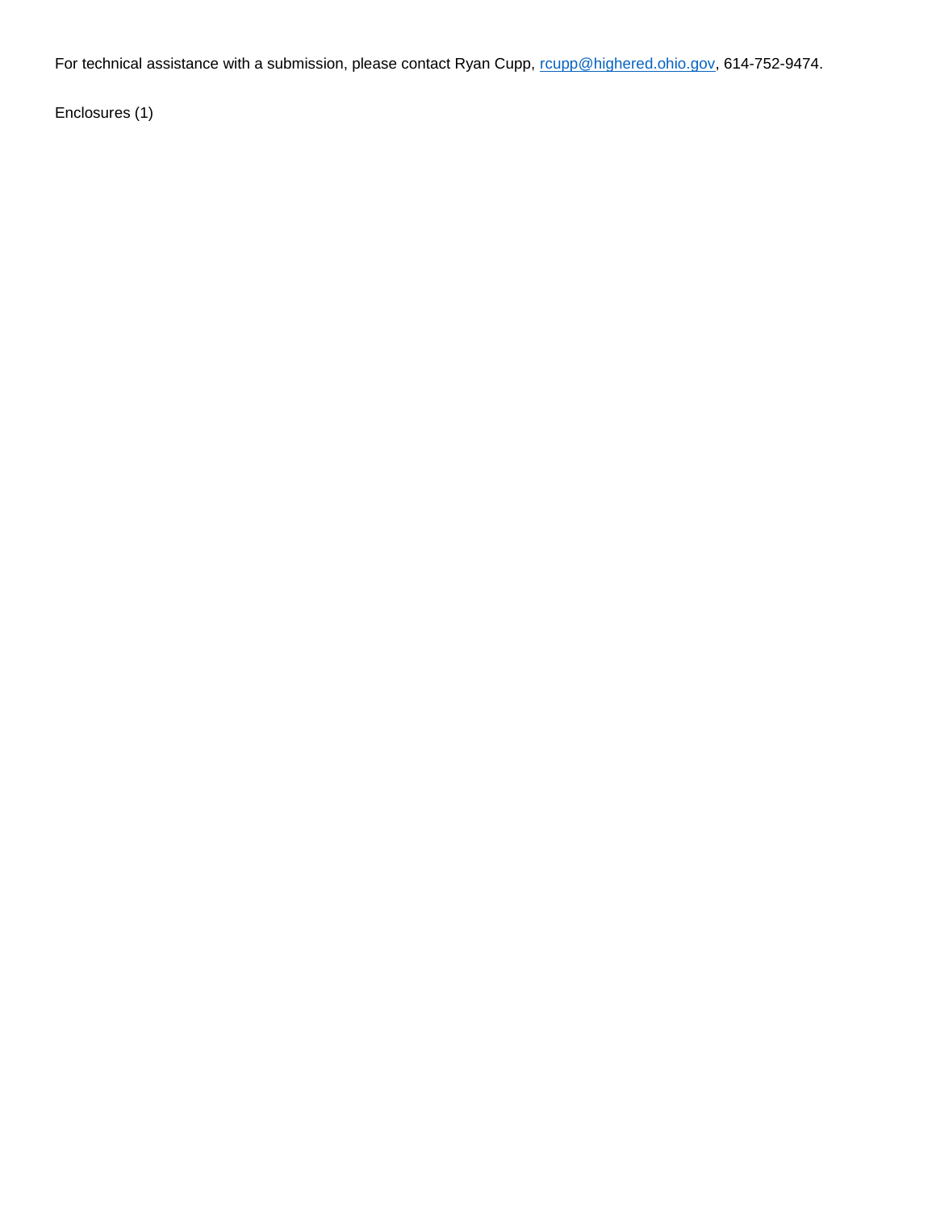For technical assistance with a submission, please contact Ryan Cupp, rcupp@highered.ohio.gov, 614-752-9474.

Enclosures (1)